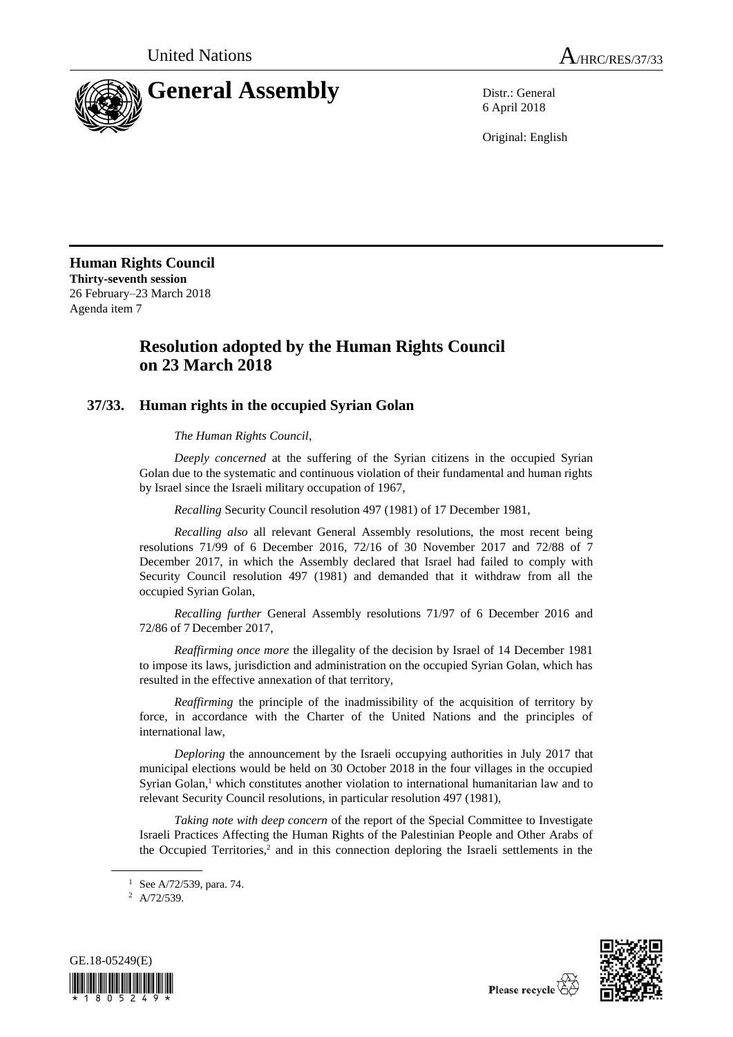United Nations

A/HRC/RES/37/33

# General Assembly

Distr.: General
6 April 2018

Original: English

**Human Rights Council**
**Thirty-seventh session**
26 February–23 March 2018
Agenda item 7

## Resolution adopted by the Human Rights Council on 23 March 2018

### 37/33. Human rights in the occupied Syrian Golan

*The Human Rights Council*,

*Deeply concerned* at the suffering of the Syrian citizens in the occupied Syrian Golan due to the systematic and continuous violation of their fundamental and human rights by Israel since the Israeli military occupation of 1967,

*Recalling* Security Council resolution 497 (1981) of 17 December 1981,

*Recalling also* all relevant General Assembly resolutions, the most recent being resolutions 71/99 of 6 December 2016, 72/16 of 30 November 2017 and 72/88 of 7 December 2017, in which the Assembly declared that Israel had failed to comply with Security Council resolution 497 (1981) and demanded that it withdraw from all the occupied Syrian Golan,

*Recalling further* General Assembly resolutions 71/97 of 6 December 2016 and 72/86 of 7 December 2017,

*Reaffirming once more* the illegality of the decision by Israel of 14 December 1981 to impose its laws, jurisdiction and administration on the occupied Syrian Golan, which has resulted in the effective annexation of that territory,

*Reaffirming* the principle of the inadmissibility of the acquisition of territory by force, in accordance with the Charter of the United Nations and the principles of international law,

*Deploring* the announcement by the Israeli occupying authorities in July 2017 that municipal elections would be held on 30 October 2018 in the four villages in the occupied Syrian Golan,[1] which constitutes another violation to international humanitarian law and to relevant Security Council resolutions, in particular resolution 497 (1981),

*Taking note with deep concern* of the report of the Special Committee to Investigate Israeli Practices Affecting the Human Rights of the Palestinian People and Other Arabs of the Occupied Territories,[2] and in this connection deploring the Israeli settlements in the

[1] See A/72/539, para. 74.

[2] A/72/539.

GE.18-05249(E)

Please recycle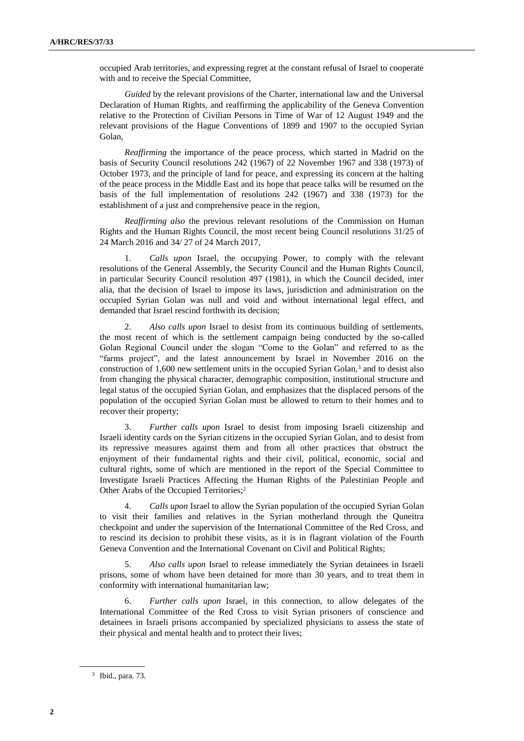occupied Arab territories, and expressing regret at the constant refusal of Israel to cooperate with and to receive the Special Committee,

*Guided* by the relevant provisions of the Charter, international law and the Universal Declaration of Human Rights, and reaffirming the applicability of the Geneva Convention relative to the Protection of Civilian Persons in Time of War of 12 August 1949 and the relevant provisions of the Hague Conventions of 1899 and 1907 to the occupied Syrian Golan,

*Reaffirming* the importance of the peace process, which started in Madrid on the basis of Security Council resolutions 242 (1967) of 22 November 1967 and 338 (1973) of October 1973, and the principle of land for peace, and expressing its concern at the halting of the peace process in the Middle East and its hope that peace talks will be resumed on the basis of the full implementation of resolutions 242 (1967) and 338 (1973) for the establishment of a just and comprehensive peace in the region,

*Reaffirming also* the previous relevant resolutions of the Commission on Human Rights and the Human Rights Council, the most recent being Council resolutions 31/25 of 24 March 2016 and 34/ 27 of 24 March 2017,

1. *Calls upon* Israel, the occupying Power, to comply with the relevant resolutions of the General Assembly, the Security Council and the Human Rights Council, in particular Security Council resolution 497 (1981), in which the Council decided, inter alia, that the decision of Israel to impose its laws, jurisdiction and administration on the occupied Syrian Golan was null and void and without international legal effect, and demanded that Israel rescind forthwith its decision;

2. *Also calls upon* Israel to desist from its continuous building of settlements, the most recent of which is the settlement campaign being conducted by the so-called Golan Regional Council under the slogan "Come to the Golan" and referred to as the "farms project", and the latest announcement by Israel in November 2016 on the construction of 1,600 new settlement units in the occupied Syrian Golan,[3] and to desist also from changing the physical character, demographic composition, institutional structure and legal status of the occupied Syrian Golan, and emphasizes that the displaced persons of the population of the occupied Syrian Golan must be allowed to return to their homes and to recover their property;

3. *Further calls upon* Israel to desist from imposing Israeli citizenship and Israeli identity cards on the Syrian citizens in the occupied Syrian Golan, and to desist from its repressive measures against them and from all other practices that obstruct the enjoyment of their fundamental rights and their civil, political, economic, social and cultural rights, some of which are mentioned in the report of the Special Committee to Investigate Israeli Practices Affecting the Human Rights of the Palestinian People and Other Arabs of the Occupied Territories;[2]

4. *Calls upon* Israel to allow the Syrian population of the occupied Syrian Golan to visit their families and relatives in the Syrian motherland through the Quneitra checkpoint and under the supervision of the International Committee of the Red Cross, and to rescind its decision to prohibit these visits, as it is in flagrant violation of the Fourth Geneva Convention and the International Covenant on Civil and Political Rights;

5. *Also calls upon* Israel to release immediately the Syrian detainees in Israeli prisons, some of whom have been detained for more than 30 years, and to treat them in conformity with international humanitarian law;

6. *Further calls upon* Israel, in this connection, to allow delegates of the International Committee of the Red Cross to visit Syrian prisoners of conscience and detainees in Israeli prisons accompanied by specialized physicians to assess the state of their physical and mental health and to protect their lives;

[3] Ibid., para. 73.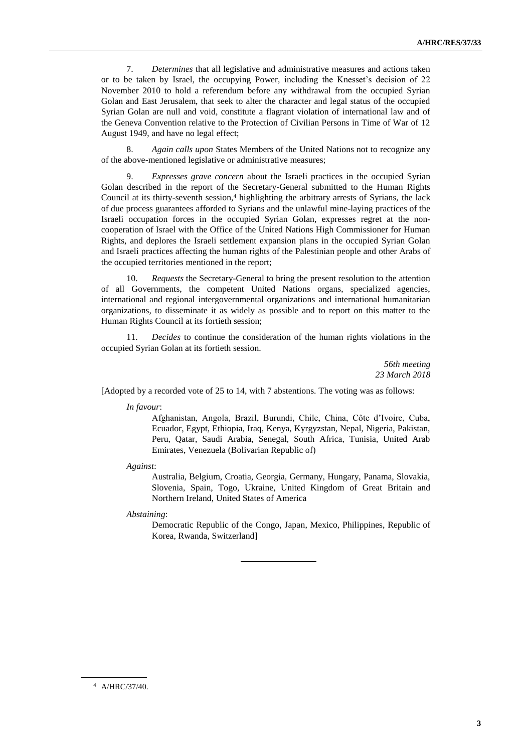7. *Determines* that all legislative and administrative measures and actions taken or to be taken by Israel, the occupying Power, including the Knesset's decision of 22 November 2010 to hold a referendum before any withdrawal from the occupied Syrian Golan and East Jerusalem, that seek to alter the character and legal status of the occupied Syrian Golan are null and void, constitute a flagrant violation of international law and of the Geneva Convention relative to the Protection of Civilian Persons in Time of War of 12 August 1949, and have no legal effect;

8. *Again calls upon* States Members of the United Nations not to recognize any of the above-mentioned legislative or administrative measures;

9. *Expresses grave concern* about the Israeli practices in the occupied Syrian Golan described in the report of the Secretary-General submitted to the Human Rights Council at its thirty-seventh session,[4] highlighting the arbitrary arrests of Syrians, the lack of due process guarantees afforded to Syrians and the unlawful mine-laying practices of the Israeli occupation forces in the occupied Syrian Golan, expresses regret at the non-cooperation of Israel with the Office of the United Nations High Commissioner for Human Rights, and deplores the Israeli settlement expansion plans in the occupied Syrian Golan and Israeli practices affecting the human rights of the Palestinian people and other Arabs of the occupied territories mentioned in the report;

10. *Requests* the Secretary-General to bring the present resolution to the attention of all Governments, the competent United Nations organs, specialized agencies, international and regional intergovernmental organizations and international humanitarian organizations, to disseminate it as widely as possible and to report on this matter to the Human Rights Council at its fortieth session;

11. *Decides* to continue the consideration of the human rights violations in the occupied Syrian Golan at its fortieth session.

*56th meeting*
*23 March 2018*

[Adopted by a recorded vote of 25 to 14, with 7 abstentions. The voting was as follows:

*In favour*:

Afghanistan, Angola, Brazil, Burundi, Chile, China, Côte d'Ivoire, Cuba, Ecuador, Egypt, Ethiopia, Iraq, Kenya, Kyrgyzstan, Nepal, Nigeria, Pakistan, Peru, Qatar, Saudi Arabia, Senegal, South Africa, Tunisia, United Arab Emirates, Venezuela (Bolivarian Republic of)

*Against*:

Australia, Belgium, Croatia, Georgia, Germany, Hungary, Panama, Slovakia, Slovenia, Spain, Togo, Ukraine, United Kingdom of Great Britain and Northern Ireland, United States of America

*Abstaining*:

Democratic Republic of the Congo, Japan, Mexico, Philippines, Republic of Korea, Rwanda, Switzerland]

---

[4] A/HRC/37/40.